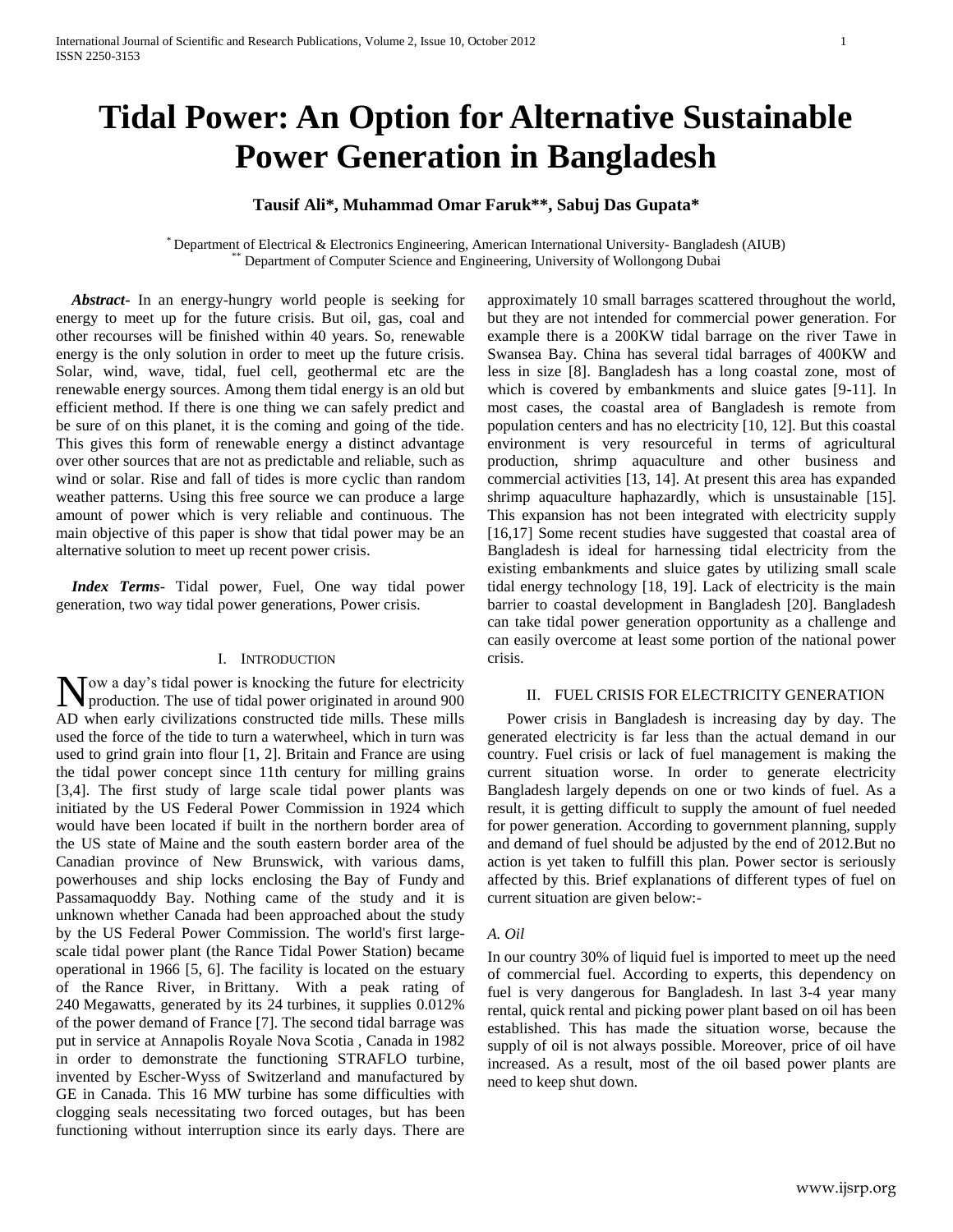# Tidal Power: An Option for Alternative Sustainable Power Generation in Bangladesh

**Tausif Ali*, Muhammad Omar Faruk**, Sabuj Das Gupata***

[*] Department of Electrical & Electronics Engineering, American International University- Bangladesh (AIUB)
[**] Department of Computer Science and Engineering, University of Wollongong Dubai

***Abstract***- In an energy-hungry world people is seeking for energy to meet up for the future crisis. But oil, gas, coal and other recourses will be finished within 40 years. So, renewable energy is the only solution in order to meet up the future crisis. Solar, wind, wave, tidal, fuel cell, geothermal etc are the renewable energy sources. Among them tidal energy is an old but efficient method. If there is one thing we can safely predict and be sure of on this planet, it is the coming and going of the tide. This gives this form of renewable energy a distinct advantage over other sources that are not as predictable and reliable, such as wind or solar. Rise and fall of tides is more cyclic than random weather patterns. Using this free source we can produce a large amount of power which is very reliable and continuous. The main objective of this paper is show that tidal power may be an alternative solution to meet up recent power crisis.

***Index Terms***- Tidal power, Fuel, One way tidal power generation, two way tidal power generations, Power crisis.

## I. Introduction

Now a day's tidal power is knocking the future for electricity production. The use of tidal power originated in around 900 AD when early civilizations constructed tide mills. These mills used the force of the tide to turn a waterwheel, which in turn was used to grind grain into flour [1, 2]. Britain and France are using the tidal power concept since 11th century for milling grains [3,4]. The first study of large scale tidal power plants was initiated by the US Federal Power Commission in 1924 which would have been located if built in the northern border area of the US state of Maine and the south eastern border area of the Canadian province of New Brunswick, with various dams, powerhouses and ship locks enclosing the Bay of Fundy and Passamaquoddy Bay. Nothing came of the study and it is unknown whether Canada had been approached about the study by the US Federal Power Commission. The world's first large-scale tidal power plant (the Rance Tidal Power Station) became operational in 1966 [5, 6]. The facility is located on the estuary of the Rance River, in Brittany. With a peak rating of 240 Megawatts, generated by its 24 turbines, it supplies 0.012% of the power demand of France [7]. The second tidal barrage was put in service at Annapolis Royale Nova Scotia , Canada in 1982 in order to demonstrate the functioning STRAFLO turbine, invented by Escher-Wyss of Switzerland and manufactured by GE in Canada. This 16 MW turbine has some difficulties with clogging seals necessitating two forced outages, but has been functioning without interruption since its early days. There are approximately 10 small barrages scattered throughout the world, but they are not intended for commercial power generation. For example there is a 200KW tidal barrage on the river Tawe in Swansea Bay. China has several tidal barrages of 400KW and less in size [8]. Bangladesh has a long coastal zone, most of which is covered by embankments and sluice gates [9-11]. In most cases, the coastal area of Bangladesh is remote from population centers and has no electricity [10, 12]. But this coastal environment is very resourceful in terms of agricultural production, shrimp aquaculture and other business and commercial activities [13, 14]. At present this area has expanded shrimp aquaculture haphazardly, which is unsustainable [15]. This expansion has not been integrated with electricity supply [16,17] Some recent studies have suggested that coastal area of Bangladesh is ideal for harnessing tidal electricity from the existing embankments and sluice gates by utilizing small scale tidal energy technology [18, 19]. Lack of electricity is the main barrier to coastal development in Bangladesh [20]. Bangladesh can take tidal power generation opportunity as a challenge and can easily overcome at least some portion of the national power crisis.

## II. Fuel Crisis for Electricity Generation

Power crisis in Bangladesh is increasing day by day. The generated electricity is far less than the actual demand in our country. Fuel crisis or lack of fuel management is making the current situation worse. In order to generate electricity Bangladesh largely depends on one or two kinds of fuel. As a result, it is getting difficult to supply the amount of fuel needed for power generation. According to government planning, supply and demand of fuel should be adjusted by the end of 2012.But no action is yet taken to fulfill this plan. Power sector is seriously affected by this. Brief explanations of different types of fuel on current situation are given below:-

### *A. Oil*

In our country 30% of liquid fuel is imported to meet up the need of commercial fuel. According to experts, this dependency on fuel is very dangerous for Bangladesh. In last 3-4 year many rental, quick rental and picking power plant based on oil has been established. This has made the situation worse, because the supply of oil is not always possible. Moreover, price of oil have increased. As a result, most of the oil based power plants are need to keep shut down.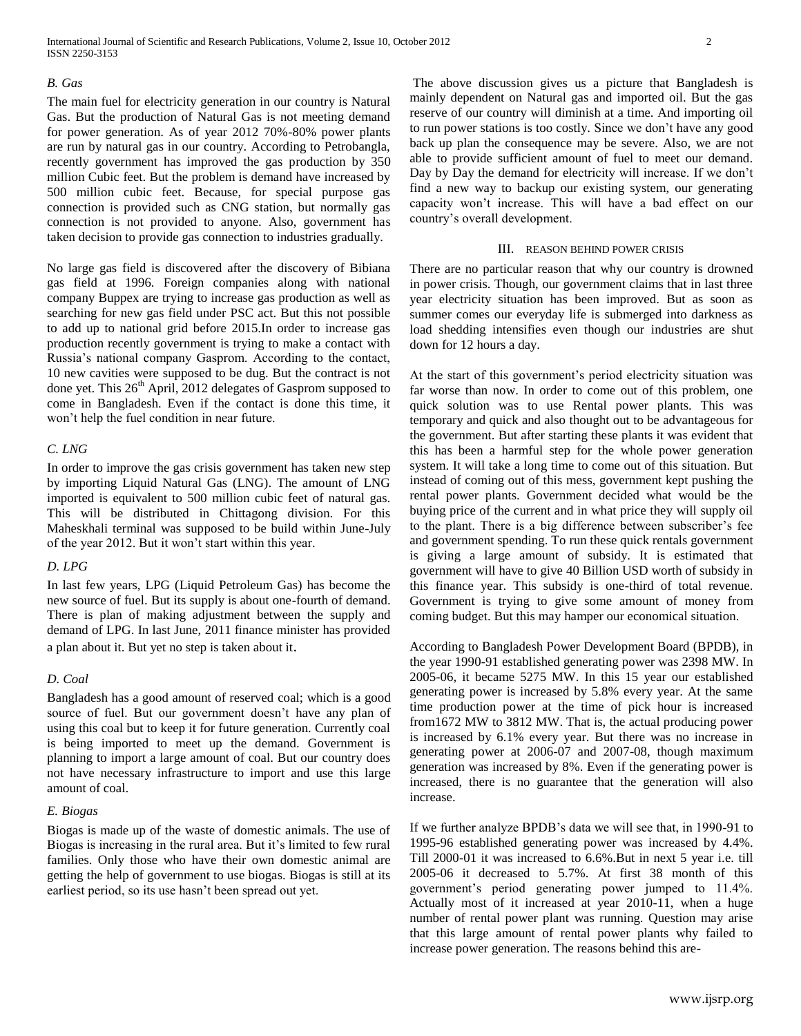### *B. Gas*

The main fuel for electricity generation in our country is Natural Gas. But the production of Natural Gas is not meeting demand for power generation. As of year 2012 70%-80% power plants are run by natural gas in our country. According to Petrobangla, recently government has improved the gas production by 350 million Cubic feet. But the problem is demand have increased by 500 million cubic feet. Because, for special purpose gas connection is provided such as CNG station, but normally gas connection is not provided to anyone. Also, government has taken decision to provide gas connection to industries gradually.

No large gas field is discovered after the discovery of Bibiana gas field at 1996. Foreign companies along with national company Buppex are trying to increase gas production as well as searching for new gas field under PSC act. But this not possible to add up to national grid before 2015.In order to increase gas production recently government is trying to make a contact with Russia's national company Gasprom. According to the contact, 10 new cavities were supposed to be dug. But the contract is not done yet. This 26th April, 2012 delegates of Gasprom supposed to come in Bangladesh. Even if the contact is done this time, it won't help the fuel condition in near future.

### *C. LNG*

In order to improve the gas crisis government has taken new step by importing Liquid Natural Gas (LNG). The amount of LNG imported is equivalent to 500 million cubic feet of natural gas. This will be distributed in Chittagong division. For this Maheskhali terminal was supposed to be build within June-July of the year 2012. But it won't start within this year.

### *D. LPG*

In last few years, LPG (Liquid Petroleum Gas) has become the new source of fuel. But its supply is about one-fourth of demand. There is plan of making adjustment between the supply and demand of LPG. In last June, 2011 finance minister has provided a plan about it. But yet no step is taken about it.

### *D. Coal*

Bangladesh has a good amount of reserved coal; which is a good source of fuel. But our government doesn't have any plan of using this coal but to keep it for future generation. Currently coal is being imported to meet up the demand. Government is planning to import a large amount of coal. But our country does not have necessary infrastructure to import and use this large amount of coal.

### *E. Biogas*

Biogas is made up of the waste of domestic animals. The use of Biogas is increasing in the rural area. But it's limited to few rural families. Only those who have their own domestic animal are getting the help of government to use biogas. Biogas is still at its earliest period, so its use hasn't been spread out yet.

The above discussion gives us a picture that Bangladesh is mainly dependent on Natural gas and imported oil. But the gas reserve of our country will diminish at a time. And importing oil to run power stations is too costly. Since we don't have any good back up plan the consequence may be severe. Also, we are not able to provide sufficient amount of fuel to meet our demand. Day by Day the demand for electricity will increase. If we don't find a new way to backup our existing system, our generating capacity won't increase. This will have a bad effect on our country's overall development.

## III. Reason Behind Power Crisis

There are no particular reason that why our country is drowned in power crisis. Though, our government claims that in last three year electricity situation has been improved. But as soon as summer comes our everyday life is submerged into darkness as load shedding intensifies even though our industries are shut down for 12 hours a day.

At the start of this government's period electricity situation was far worse than now. In order to come out of this problem, one quick solution was to use Rental power plants. This was temporary and quick and also thought out to be advantageous for the government. But after starting these plants it was evident that this has been a harmful step for the whole power generation system. It will take a long time to come out of this situation. But instead of coming out of this mess, government kept pushing the rental power plants. Government decided what would be the buying price of the current and in what price they will supply oil to the plant. There is a big difference between subscriber's fee and government spending. To run these quick rentals government is giving a large amount of subsidy. It is estimated that government will have to give 40 Billion USD worth of subsidy in this finance year. This subsidy is one-third of total revenue. Government is trying to give some amount of money from coming budget. But this may hamper our economical situation.

According to Bangladesh Power Development Board (BPDB), in the year 1990-91 established generating power was 2398 MW. In 2005-06, it became 5275 MW. In this 15 year our established generating power is increased by 5.8% every year. At the same time production power at the time of pick hour is increased from1672 MW to 3812 MW. That is, the actual producing power is increased by 6.1% every year. But there was no increase in generating power at 2006-07 and 2007-08, though maximum generation was increased by 8%. Even if the generating power is increased, there is no guarantee that the generation will also increase.

If we further analyze BPDB's data we will see that, in 1990-91 to 1995-96 established generating power was increased by 4.4%. Till 2000-01 it was increased to 6.6%.But in next 5 year i.e. till 2005-06 it decreased to 5.7%. At first 38 month of this government's period generating power jumped to 11.4%. Actually most of it increased at year 2010-11, when a huge number of rental power plant was running. Question may arise that this large amount of rental power plants why failed to increase power generation. The reasons behind this are-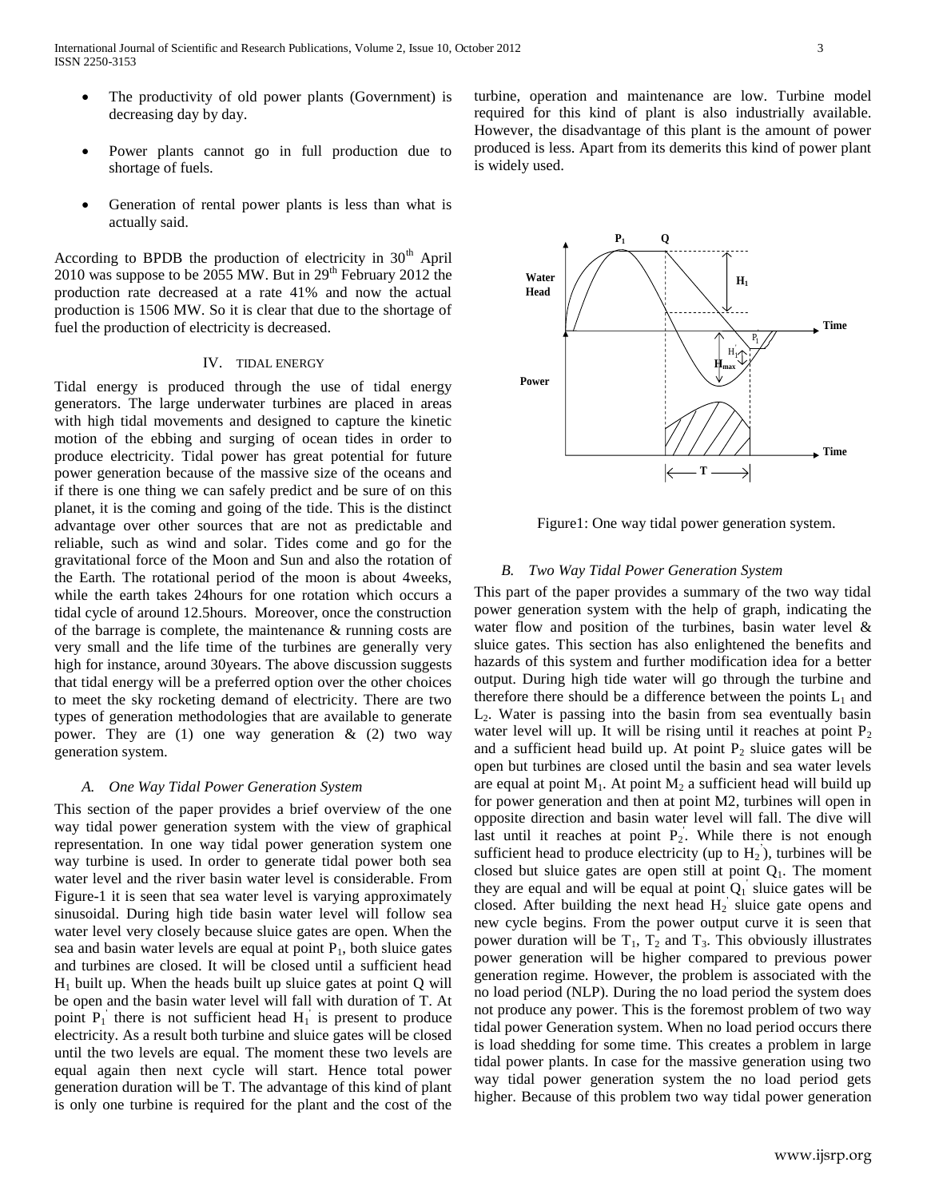- The productivity of old power plants (Government) is decreasing day by day.
- Power plants cannot go in full production due to shortage of fuels.
- Generation of rental power plants is less than what is actually said.

According to BPDB the production of electricity in 30th April 2010 was suppose to be 2055 MW. But in 29th February 2012 the production rate decreased at a rate 41% and now the actual production is 1506 MW. So it is clear that due to the shortage of fuel the production of electricity is decreased.

## IV. TIDAL ENERGY

Tidal energy is produced through the use of tidal energy generators. The large underwater turbines are placed in areas with high tidal movements and designed to capture the kinetic motion of the ebbing and surging of ocean tides in order to produce electricity. Tidal power has great potential for future power generation because of the massive size of the oceans and if there is one thing we can safely predict and be sure of on this planet, it is the coming and going of the tide. This is the distinct advantage over other sources that are not as predictable and reliable, such as wind and solar. Tides come and go for the gravitational force of the Moon and Sun and also the rotation of the Earth. The rotational period of the moon is about 4weeks, while the earth takes 24hours for one rotation which occurs a tidal cycle of around 12.5hours. Moreover, once the construction of the barrage is complete, the maintenance & running costs are very small and the life time of the turbines are generally very high for instance, around 30years. The above discussion suggests that tidal energy will be a preferred option over the other choices to meet the sky rocketing demand of electricity. There are two types of generation methodologies that are available to generate power. They are (1) one way generation & (2) two way generation system.

### A. One Way Tidal Power Generation System

This section of the paper provides a brief overview of the one way tidal power generation system with the view of graphical representation. In one way tidal power generation system one way turbine is used. In order to generate tidal power both sea water level and the river basin water level is considerable. From Figure-1 it is seen that sea water level is varying approximately sinusoidal. During high tide basin water level will follow sea water level very closely because sluice gates are open. When the sea and basin water levels are equal at point $P_1$, both sluice gates and turbines are closed. It will be closed until a sufficient head $H_1$ built up. When the heads built up sluice gates at point Q will be open and the basin water level will fall with duration of T. At point $P_1^{'}$ there is not sufficient head $H_1^{'}$ is present to produce electricity. As a result both turbine and sluice gates will be closed until the two levels are equal. The moment these two levels are equal again then next cycle will start. Hence total power generation duration will be T. The advantage of this kind of plant is only one turbine is required for the plant and the cost of the turbine, operation and maintenance are low. Turbine model required for this kind of plant is also industrially available. However, the disadvantage of this plant is the amount of power produced is less. Apart from its demerits this kind of power plant is widely used.

Figure1: One way tidal power generation system.

### B. Two Way Tidal Power Generation System

This part of the paper provides a summary of the two way tidal power generation system with the help of graph, indicating the water flow and position of the turbines, basin water level & sluice gates. This section has also enlightened the benefits and hazards of this system and further modification idea for a better output. During high tide water will go through the turbine and therefore there should be a difference between the points $L_1$ and $L_2$. Water is passing into the basin from sea eventually basin water level will up. It will be rising until it reaches at point $P_2$ and a sufficient head build up. At point $P_2$ sluice gates will be open but turbines are closed until the basin and sea water levels are equal at point $M_1$. At point $M_2$ a sufficient head will build up for power generation and then at point M2, turbines will open in opposite direction and basin water level will fall. The dive will last until it reaches at point $P_2^{'}$. While there is not enough sufficient head to produce electricity (up to $H_2^{'}$), turbines will be closed but sluice gates are open still at point $Q_1$. The moment they are equal and will be equal at point $Q_1^{'}$ sluice gates will be closed. After building the next head $H_2^{'}$ sluice gate opens and new cycle begins. From the power output curve it is seen that power duration will be $T_1$, $T_2$ and $T_3$. This obviously illustrates power generation will be higher compared to previous power generation regime. However, the problem is associated with the no load period (NLP). During the no load period the system does not produce any power. This is the foremost problem of two way tidal power Generation system. When no load period occurs there is load shedding for some time. This creates a problem in large tidal power plants. In case for the massive generation using two way tidal power generation system the no load period gets higher. Because of this problem two way tidal power generation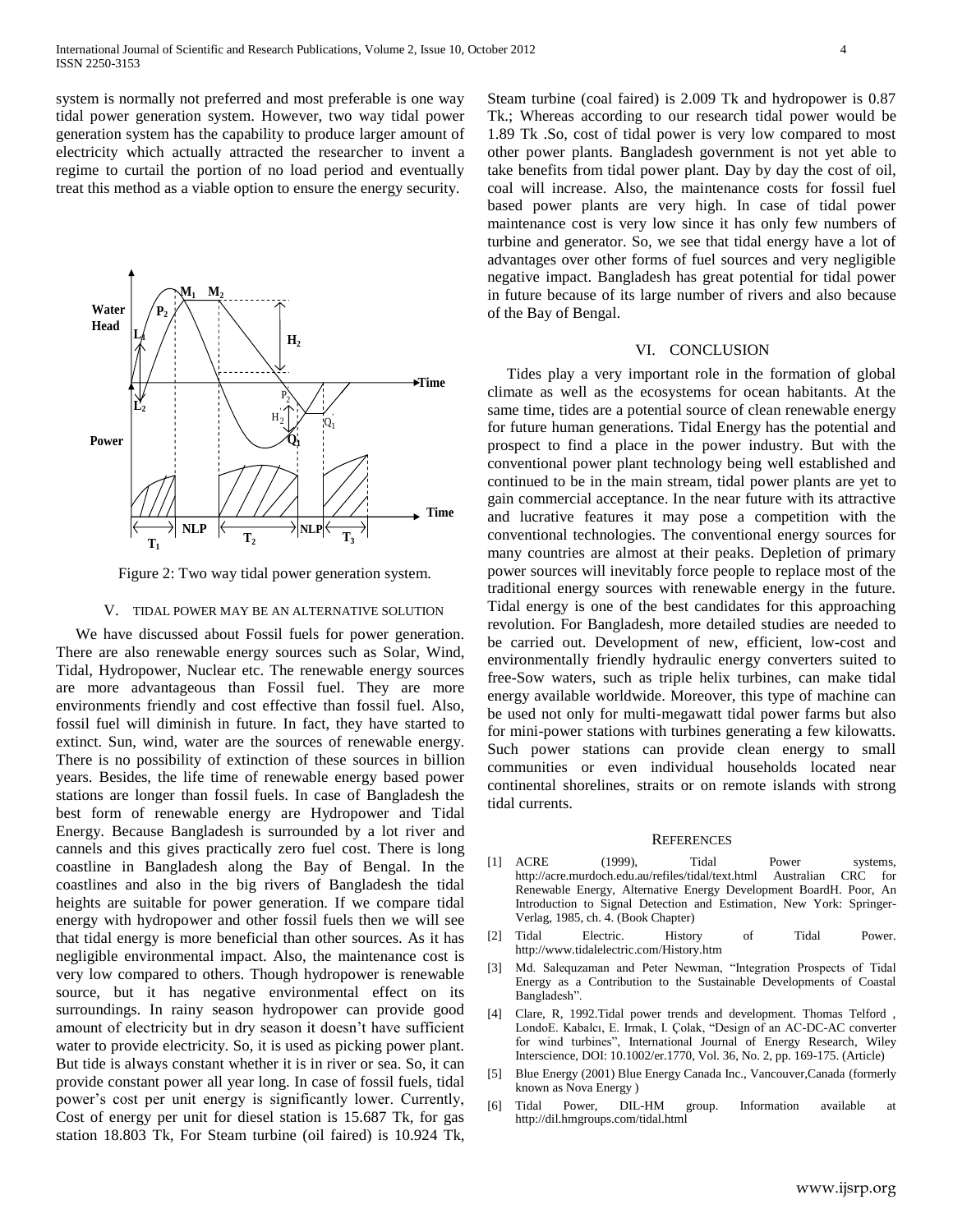system is normally not preferred and most preferable is one way tidal power generation system. However, two way tidal power generation system has the capability to produce larger amount of electricity which actually attracted the researcher to invent a regime to curtail the portion of no load period and eventually treat this method as a viable option to ensure the energy security.

Figure 2: Two way tidal power generation system.

## V. TIDAL POWER MAY BE AN ALTERNATIVE SOLUTION

We have discussed about Fossil fuels for power generation. There are also renewable energy sources such as Solar, Wind, Tidal, Hydropower, Nuclear etc. The renewable energy sources are more advantageous than Fossil fuel. They are more environments friendly and cost effective than fossil fuel. Also, fossil fuel will diminish in future. In fact, they have started to extinct. Sun, wind, water are the sources of renewable energy. There is no possibility of extinction of these sources in billion years. Besides, the life time of renewable energy based power stations are longer than fossil fuels. In case of Bangladesh the best form of renewable energy are Hydropower and Tidal Energy. Because Bangladesh is surrounded by a lot river and cannels and this gives practically zero fuel cost. There is long coastline in Bangladesh along the Bay of Bengal. In the coastlines and also in the big rivers of Bangladesh the tidal heights are suitable for power generation. If we compare tidal energy with hydropower and other fossil fuels then we will see that tidal energy is more beneficial than other sources. As it has negligible environmental impact. Also, the maintenance cost is very low compared to others. Though hydropower is renewable source, but it has negative environmental effect on its surroundings. In rainy season hydropower can provide good amount of electricity but in dry season it doesn't have sufficient water to provide electricity. So, it is used as picking power plant. But tide is always constant whether it is in river or sea. So, it can provide constant power all year long. In case of fossil fuels, tidal power's cost per unit energy is significantly lower. Currently, Cost of energy per unit for diesel station is 15.687 Tk, for gas station 18.803 Tk, For Steam turbine (oil faired) is 10.924 Tk, Steam turbine (coal faired) is 2.009 Tk and hydropower is 0.87 Tk.; Whereas according to our research tidal power would be 1.89 Tk .So, cost of tidal power is very low compared to most other power plants. Bangladesh government is not yet able to take benefits from tidal power plant. Day by day the cost of oil, coal will increase. Also, the maintenance costs for fossil fuel based power plants are very high. In case of tidal power maintenance cost is very low since it has only few numbers of turbine and generator. So, we see that tidal energy have a lot of advantages over other forms of fuel sources and very negligible negative impact. Bangladesh has great potential for tidal power in future because of its large number of rivers and also because of the Bay of Bengal.

## VI. CONCLUSION

Tides play a very important role in the formation of global climate as well as the ecosystems for ocean habitants. At the same time, tides are a potential source of clean renewable energy for future human generations. Tidal Energy has the potential and prospect to find a place in the power industry. But with the conventional power plant technology being well established and continued to be in the main stream, tidal power plants are yet to gain commercial acceptance. In the near future with its attractive and lucrative features it may pose a competition with the conventional technologies. The conventional energy sources for many countries are almost at their peaks. Depletion of primary power sources will inevitably force people to replace most of the traditional energy sources with renewable energy in the future. Tidal energy is one of the best candidates for this approaching revolution. For Bangladesh, more detailed studies are needed to be carried out. Development of new, efficient, low-cost and environmentally friendly hydraulic energy converters suited to free-Sow waters, such as triple helix turbines, can make tidal energy available worldwide. Moreover, this type of machine can be used not only for multi-megawatt tidal power farms but also for mini-power stations with turbines generating a few kilowatts. Such power stations can provide clean energy to small communities or even individual households located near continental shorelines, straits or on remote islands with strong tidal currents.

## REFERENCES

[1] ACRE (1999), Tidal Power systems, http://acre.murdoch.edu.au/refiles/tidal/text.html Australian CRC for Renewable Energy, Alternative Energy Development BoardH. Poor, An Introduction to Signal Detection and Estimation, New York: Springer-Verlag, 1985, ch. 4. (Book Chapter)

[2] Tidal Electric. History of Tidal Power. http://www.tidalelectric.com/History.htm

[3] Md. Salequzaman and Peter Newman, "Integration Prospects of Tidal Energy as a Contribution to the Sustainable Developments of Coastal Bangladesh".

[4] Clare, R, 1992.Tidal power trends and development. Thomas Telford , LondoE. Kabalcı, E. Irmak, I. Çolak, "Design of an AC-DC-AC converter for wind turbines", International Journal of Energy Research, Wiley Interscience, DOI: 10.1002/er.1770, Vol. 36, No. 2, pp. 169-175. (Article)

[5] Blue Energy (2001) Blue Energy Canada Inc., Vancouver,Canada (formerly known as Nova Energy )

[6] Tidal Power, DIL-HM group. Information available at http://dil.hmgroups.com/tidal.html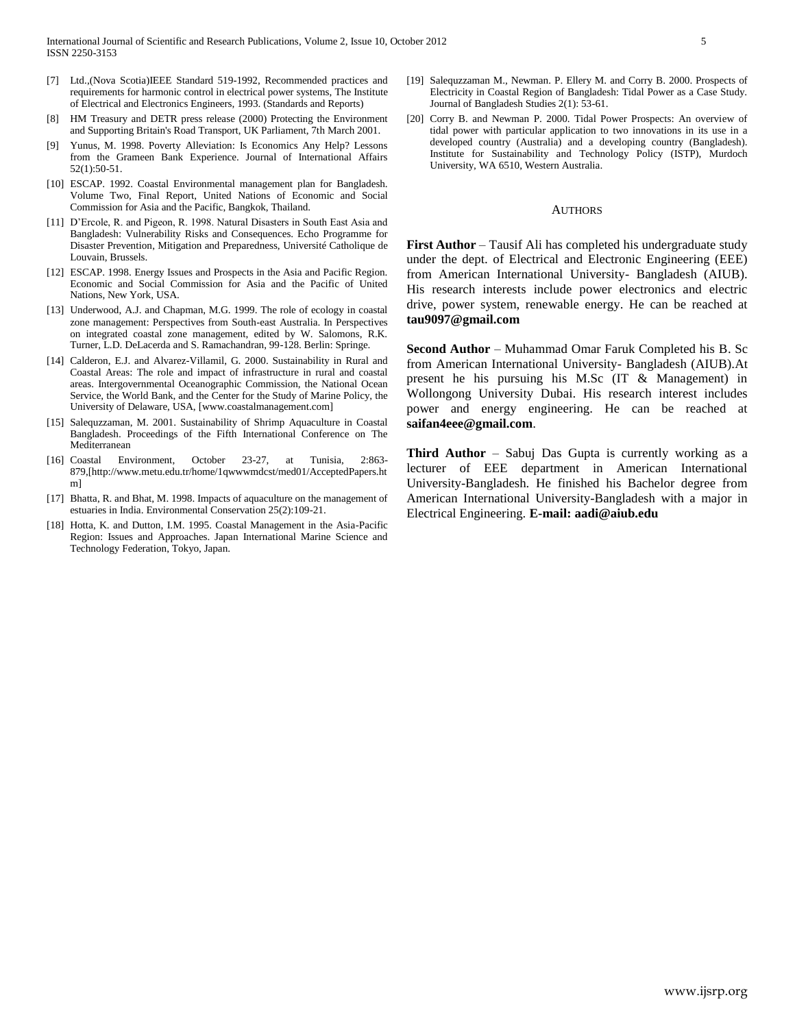[7] Ltd.,(Nova Scotia)IEEE Standard 519-1992, Recommended practices and requirements for harmonic control in electrical power systems, The Institute of Electrical and Electronics Engineers, 1993. (Standards and Reports)

[8] HM Treasury and DETR press release (2000) Protecting the Environment and Supporting Britain's Road Transport, UK Parliament, 7th March 2001.

[9] Yunus, M. 1998. Poverty Alleviation: Is Economics Any Help? Lessons from the Grameen Bank Experience. Journal of International Affairs 52(1):50-51.

[10] ESCAP. 1992. Coastal Environmental management plan for Bangladesh. Volume Two, Final Report, United Nations of Economic and Social Commission for Asia and the Pacific, Bangkok, Thailand.

[11] D'Ercole, R. and Pigeon, R. 1998. Natural Disasters in South East Asia and Bangladesh: Vulnerability Risks and Consequences. Echo Programme for Disaster Prevention, Mitigation and Preparedness, Université Catholique de Louvain, Brussels.

[12] ESCAP. 1998. Energy Issues and Prospects in the Asia and Pacific Region. Economic and Social Commission for Asia and the Pacific of United Nations, New York, USA.

[13] Underwood, A.J. and Chapman, M.G. 1999. The role of ecology in coastal zone management: Perspectives from South-east Australia. In Perspectives on integrated coastal zone management, edited by W. Salomons, R.K. Turner, L.D. DeLacerda and S. Ramachandran, 99-128. Berlin: Springe.

[14] Calderon, E.J. and Alvarez-Villamil, G. 2000. Sustainability in Rural and Coastal Areas: The role and impact of infrastructure in rural and coastal areas. Intergovernmental Oceanographic Commission, the National Ocean Service, the World Bank, and the Center for the Study of Marine Policy, the University of Delaware, USA, [www.coastalmanagement.com]

[15] Salequzzaman, M. 2001. Sustainability of Shrimp Aquaculture in Coastal Bangladesh. Proceedings of the Fifth International Conference on The Mediterranean

[16] Coastal Environment, October 23-27, at Tunisia, 2:863-879,[http://www.metu.edu.tr/home/1qwwwmdcst/med01/AcceptedPapers.htm]

[17] Bhatta, R. and Bhat, M. 1998. Impacts of aquaculture on the management of estuaries in India. Environmental Conservation 25(2):109-21.

[18] Hotta, K. and Dutton, I.M. 1995. Coastal Management in the Asia-Pacific Region: Issues and Approaches. Japan International Marine Science and Technology Federation, Tokyo, Japan.

[19] Salequzzaman M., Newman. P. Ellery M. and Corry B. 2000. Prospects of Electricity in Coastal Region of Bangladesh: Tidal Power as a Case Study. Journal of Bangladesh Studies 2(1): 53-61.

[20] Corry B. and Newman P. 2000. Tidal Power Prospects: An overview of tidal power with particular application to two innovations in its use in a developed country (Australia) and a developing country (Bangladesh). Institute for Sustainability and Technology Policy (ISTP), Murdoch University, WA 6510, Western Australia.

## AUTHORS

**First Author** – Tausif Ali has completed his undergraduate study under the dept. of Electrical and Electronic Engineering (EEE) from American International University- Bangladesh (AIUB). His research interests include power electronics and electric drive, power system, renewable energy. He can be reached at **tau9097@gmail.com**

**Second Author** – Muhammad Omar Faruk Completed his B. Sc from American International University- Bangladesh (AIUB).At present he his pursuing his M.Sc (IT & Management) in Wollongong University Dubai. His research interest includes power and energy engineering. He can be reached at **saifan4eee@gmail.com**.

**Third Author** – Sabuj Das Gupta is currently working as a lecturer of EEE department in American International University-Bangladesh. He finished his Bachelor degree from American International University-Bangladesh with a major in Electrical Engineering. **E-mail: aadi@aiub.edu**